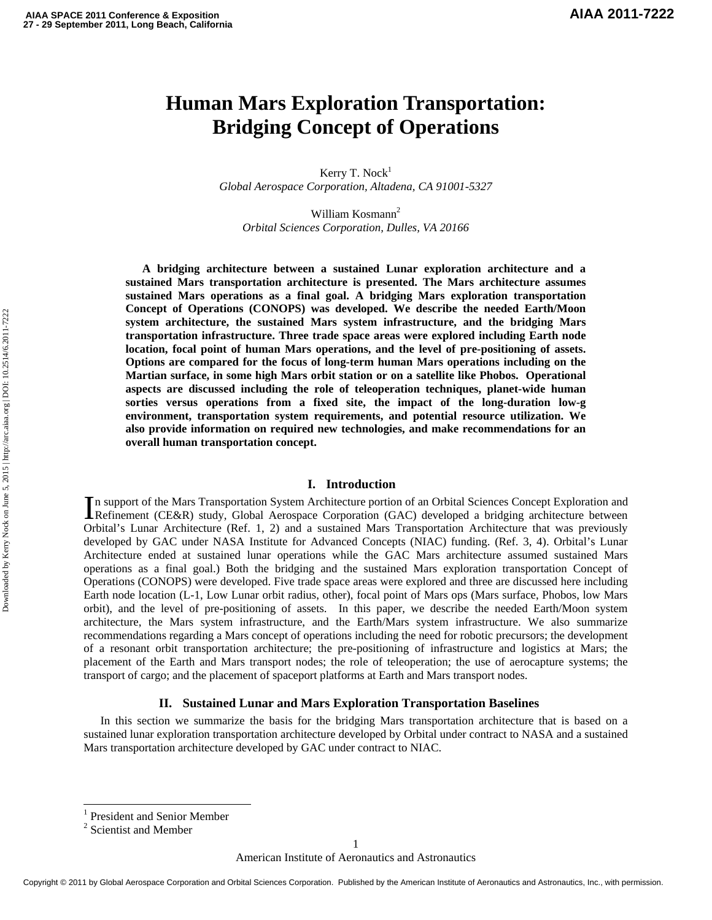# Human Mars Exploration Transportation: Bridging Concept of Operations

Kerry T. Nock[1]
*Global Aerospace Corporation, Altadena, CA 91001-5327*

William Kosmann[2]
*Orbital Sciences Corporation, Dulles, VA 20166*

**A bridging architecture between a sustained Lunar exploration architecture and a sustained Mars transportation architecture is presented. The Mars architecture assumes sustained Mars operations as a final goal. A bridging Mars exploration transportation Concept of Operations (CONOPS) was developed. We describe the needed Earth/Moon system architecture, the sustained Mars system infrastructure, and the bridging Mars transportation infrastructure. Three trade space areas were explored including Earth node location, focal point of human Mars operations, and the level of pre-positioning of assets. Options are compared for the focus of long-term human Mars operations including on the Martian surface, in some high Mars orbit station or on a satellite like Phobos. Operational aspects are discussed including the role of teleoperation techniques, planet-wide human sorties versus operations from a fixed site, the impact of the long-duration low-g environment, transportation system requirements, and potential resource utilization. We also provide information on required new technologies, and make recommendations for an overall human transportation concept.**

## I. Introduction

In support of the Mars Transportation System Architecture portion of an Orbital Sciences Concept Exploration and Refinement (CE&R) study, Global Aerospace Corporation (GAC) developed a bridging architecture between Orbital's Lunar Architecture (Ref. 1, 2) and a sustained Mars Transportation Architecture that was previously developed by GAC under NASA Institute for Advanced Concepts (NIAC) funding. (Ref. 3, 4). Orbital's Lunar Architecture ended at sustained lunar operations while the GAC Mars architecture assumed sustained Mars operations as a final goal.) Both the bridging and the sustained Mars exploration transportation Concept of Operations (CONOPS) were developed. Five trade space areas were explored and three are discussed here including Earth node location (L-1, Low Lunar orbit radius, other), focal point of Mars ops (Mars surface, Phobos, low Mars orbit), and the level of pre-positioning of assets. In this paper, we describe the needed Earth/Moon system architecture, the Mars system infrastructure, and the Earth/Mars system infrastructure. We also summarize recommendations regarding a Mars concept of operations including the need for robotic precursors; the development of a resonant orbit transportation architecture; the pre-positioning of infrastructure and logistics at Mars; the placement of the Earth and Mars transport nodes; the role of teleoperation; the use of aerocapture systems; the transport of cargo; and the placement of spaceport platforms at Earth and Mars transport nodes.

## II. Sustained Lunar and Mars Exploration Transportation Baselines

In this section we summarize the basis for the bridging Mars transportation architecture that is based on a sustained lunar exploration transportation architecture developed by Orbital under contract to NASA and a sustained Mars transportation architecture developed by GAC under contract to NIAC.

---

[1] President and Senior Member
[2] Scientist and Member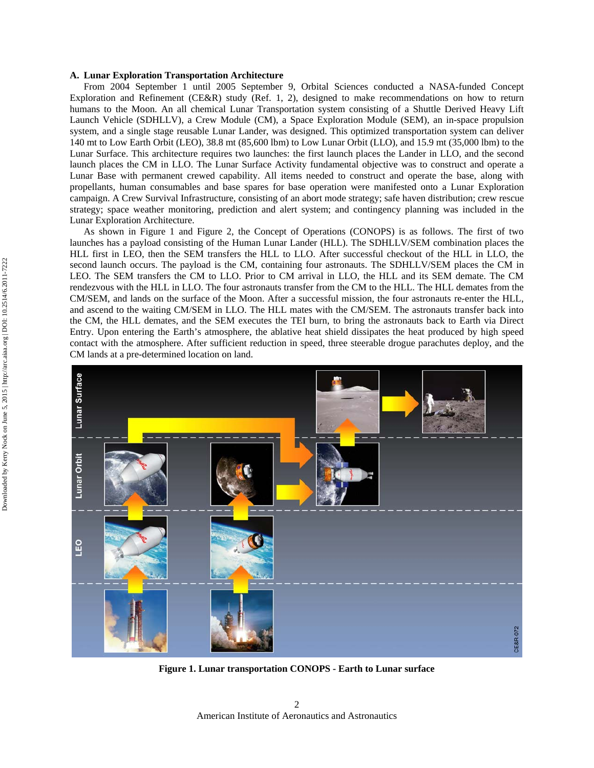### A. Lunar Exploration Transportation Architecture

From 2004 September 1 until 2005 September 9, Orbital Sciences conducted a NASA-funded Concept Exploration and Refinement (CE&R) study (Ref. 1, 2), designed to make recommendations on how to return humans to the Moon. An all chemical Lunar Transportation system consisting of a Shuttle Derived Heavy Lift Launch Vehicle (SDHLLV), a Crew Module (CM), a Space Exploration Module (SEM), an in-space propulsion system, and a single stage reusable Lunar Lander, was designed. This optimized transportation system can deliver 140 mt to Low Earth Orbit (LEO), 38.8 mt (85,600 lbm) to Low Lunar Orbit (LLO), and 15.9 mt (35,000 lbm) to the Lunar Surface. This architecture requires two launches: the first launch places the Lander in LLO, and the second launch places the CM in LLO. The Lunar Surface Activity fundamental objective was to construct and operate a Lunar Base with permanent crewed capability. All items needed to construct and operate the base, along with propellants, human consumables and base spares for base operation were manifested onto a Lunar Exploration campaign. A Crew Survival Infrastructure, consisting of an abort mode strategy; safe haven distribution; crew rescue strategy; space weather monitoring, prediction and alert system; and contingency planning was included in the Lunar Exploration Architecture.

As shown in Figure 1 and Figure 2, the Concept of Operations (CONOPS) is as follows. The first of two launches has a payload consisting of the Human Lunar Lander (HLL). The SDHLLV/SEM combination places the HLL first in LEO, then the SEM transfers the HLL to LLO. After successful checkout of the HLL in LLO, the second launch occurs. The payload is the CM, containing four astronauts. The SDHLLV/SEM places the CM in LEO. The SEM transfers the CM to LLO. Prior to CM arrival in LLO, the HLL and its SEM demate. The CM rendezvous with the HLL in LLO. The four astronauts transfer from the CM to the HLL. The HLL demates from the CM/SEM, and lands on the surface of the Moon. After a successful mission, the four astronauts re-enter the HLL, and ascend to the waiting CM/SEM in LLO. The HLL mates with the CM/SEM. The astronauts transfer back into the CM, the HLL demates, and the SEM executes the TEI burn, to bring the astronauts back to Earth via Direct Entry. Upon entering the Earth's atmosphere, the ablative heat shield dissipates the heat produced by high speed contact with the atmosphere. After sufficient reduction in speed, three steerable drogue parachutes deploy, and the CM lands at a pre-determined location on land.

Lunar Surface

Lunar Orbit

LEO

CE&R-072

**Figure 1. Lunar transportation CONOPS - Earth to Lunar surface**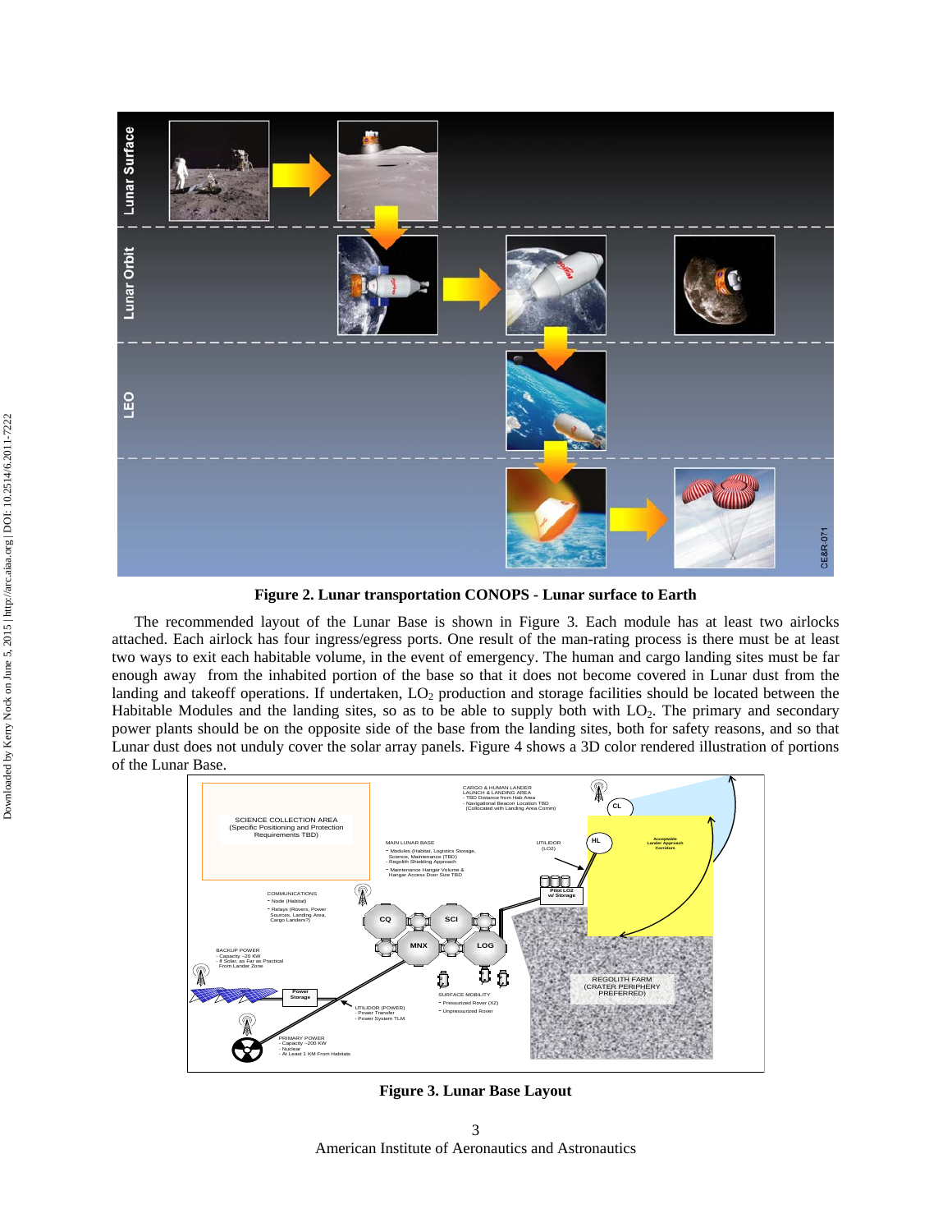**Figure 2. Lunar transportation CONOPS - Lunar surface to Earth**

The recommended layout of the Lunar Base is shown in Figure 3. Each module has at least two airlocks attached. Each airlock has four ingress/egress ports. One result of the man-rating process is there must be at least two ways to exit each habitable volume, in the event of emergency. The human and cargo landing sites must be far enough away from the inhabited portion of the base so that it does not become covered in Lunar dust from the landing and takeoff operations. If undertaken, $LO_2$ production and storage facilities should be located between the Habitable Modules and the landing sites, so as to be able to supply both with $LO_2$. The primary and secondary power plants should be on the opposite side of the base from the landing sites, both for safety reasons, and so that Lunar dust does not unduly cover the solar array panels. Figure 4 shows a 3D color rendered illustration of portions of the Lunar Base.

**Figure 3. Lunar Base Layout**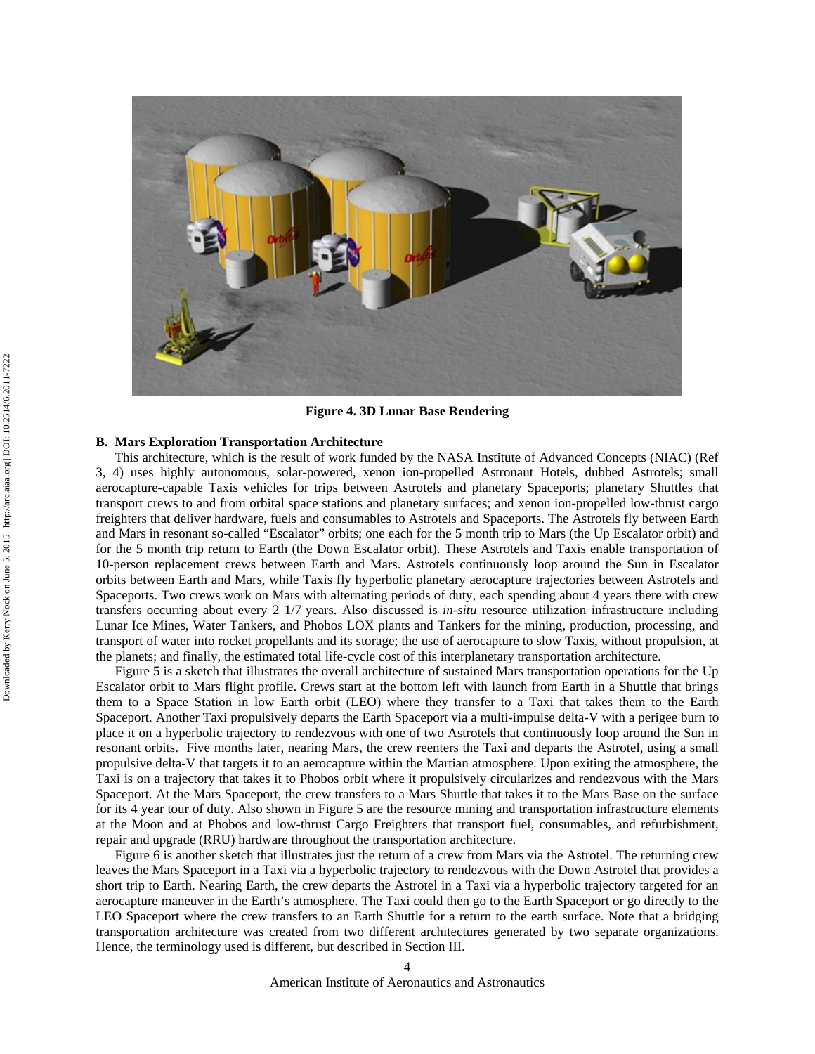Figure 4. 3D Lunar Base Rendering

## B. Mars Exploration Transportation Architecture

This architecture, which is the result of work funded by the NASA Institute of Advanced Concepts (NIAC) (Ref 3, 4) uses highly autonomous, solar-powered, xenon ion-propelled Astronaut Hotels, dubbed Astrotels; small aerocapture-capable Taxis vehicles for trips between Astrotels and planetary Spaceports; planetary Shuttles that transport crews to and from orbital space stations and planetary surfaces; and xenon ion-propelled low-thrust cargo freighters that deliver hardware, fuels and consumables to Astrotels and Spaceports. The Astrotels fly between Earth and Mars in resonant so-called "Escalator" orbits; one each for the 5 month trip to Mars (the Up Escalator orbit) and for the 5 month trip return to Earth (the Down Escalator orbit). These Astrotels and Taxis enable transportation of 10-person replacement crews between Earth and Mars. Astrotels continuously loop around the Sun in Escalator orbits between Earth and Mars, while Taxis fly hyperbolic planetary aerocapture trajectories between Astrotels and Spaceports. Two crews work on Mars with alternating periods of duty, each spending about 4 years there with crew transfers occurring about every 2 1/7 years. Also discussed is *in-situ* resource utilization infrastructure including Lunar Ice Mines, Water Tankers, and Phobos LOX plants and Tankers for the mining, production, processing, and transport of water into rocket propellants and its storage; the use of aerocapture to slow Taxis, without propulsion, at the planets; and finally, the estimated total life-cycle cost of this interplanetary transportation architecture.

Figure 5 is a sketch that illustrates the overall architecture of sustained Mars transportation operations for the Up Escalator orbit to Mars flight profile. Crews start at the bottom left with launch from Earth in a Shuttle that brings them to a Space Station in low Earth orbit (LEO) where they transfer to a Taxi that takes them to the Earth Spaceport. Another Taxi propulsively departs the Earth Spaceport via a multi-impulse delta-V with a perigee burn to place it on a hyperbolic trajectory to rendezvous with one of two Astrotels that continuously loop around the Sun in resonant orbits. Five months later, nearing Mars, the crew reenters the Taxi and departs the Astrotel, using a small propulsive delta-V that targets it to an aerocapture within the Martian atmosphere. Upon exiting the atmosphere, the Taxi is on a trajectory that takes it to Phobos orbit where it propulsively circularizes and rendezvous with the Mars Spaceport. At the Mars Spaceport, the crew transfers to a Mars Shuttle that takes it to the Mars Base on the surface for its 4 year tour of duty. Also shown in Figure 5 are the resource mining and transportation infrastructure elements at the Moon and at Phobos and low-thrust Cargo Freighters that transport fuel, consumables, and refurbishment, repair and upgrade (RRU) hardware throughout the transportation architecture.

Figure 6 is another sketch that illustrates just the return of a crew from Mars via the Astrotel. The returning crew leaves the Mars Spaceport in a Taxi via a hyperbolic trajectory to rendezvous with the Down Astrotel that provides a short trip to Earth. Nearing Earth, the crew departs the Astrotel in a Taxi via a hyperbolic trajectory targeted for an aerocapture maneuver in the Earth's atmosphere. The Taxi could then go to the Earth Spaceport or go directly to the LEO Spaceport where the crew transfers to an Earth Shuttle for a return to the earth surface. Note that a bridging transportation architecture was created from two different architectures generated by two separate organizations. Hence, the terminology used is different, but described in Section III.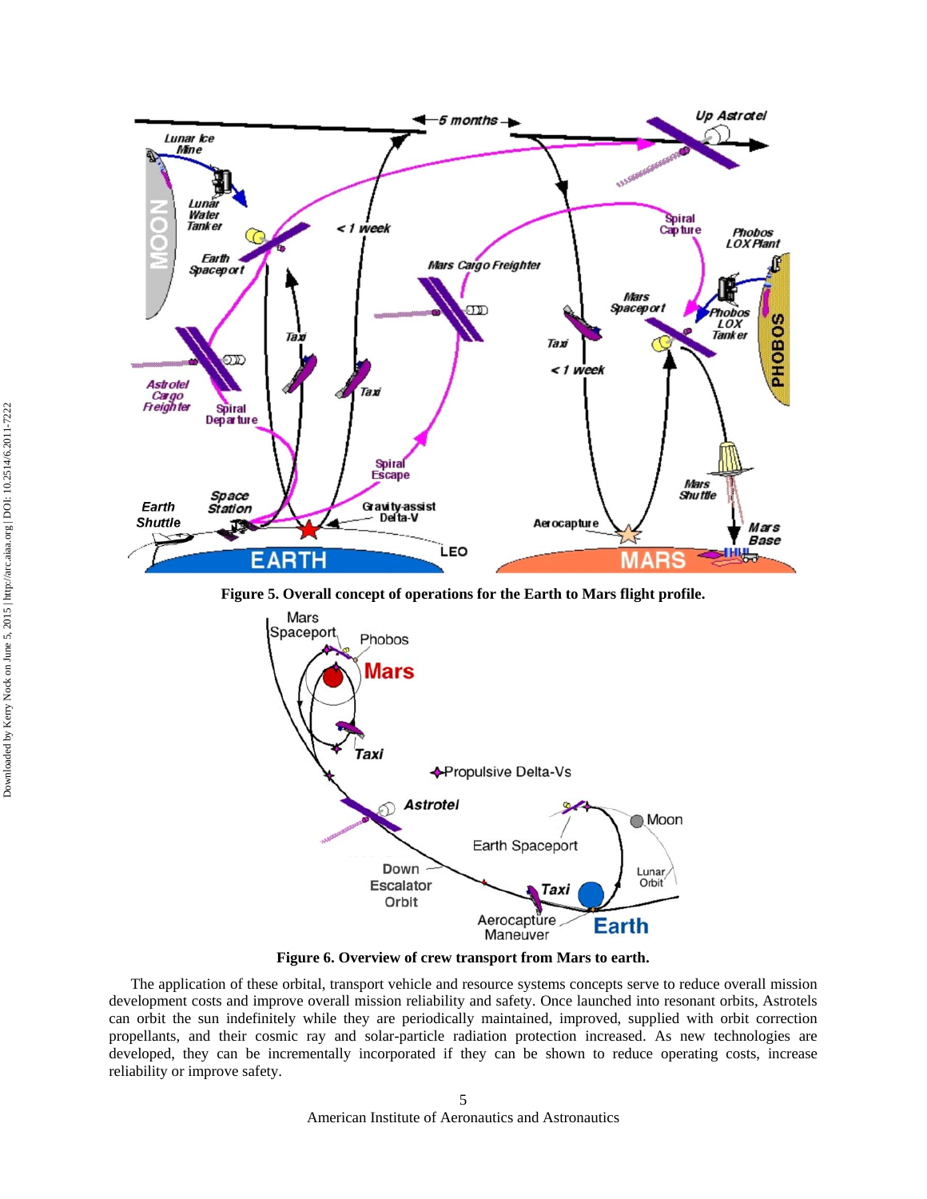Figure 5. Overall concept of operations for the Earth to Mars flight profile.

Figure 6. Overview of crew transport from Mars to earth.

The application of these orbital, transport vehicle and resource systems concepts serve to reduce overall mission development costs and improve overall mission reliability and safety. Once launched into resonant orbits, Astrotels can orbit the sun indefinitely while they are periodically maintained, improved, supplied with orbit correction propellants, and their cosmic ray and solar-particle radiation protection increased. As new technologies are developed, they can be incrementally incorporated if they can be shown to reduce operating costs, increase reliability or improve safety.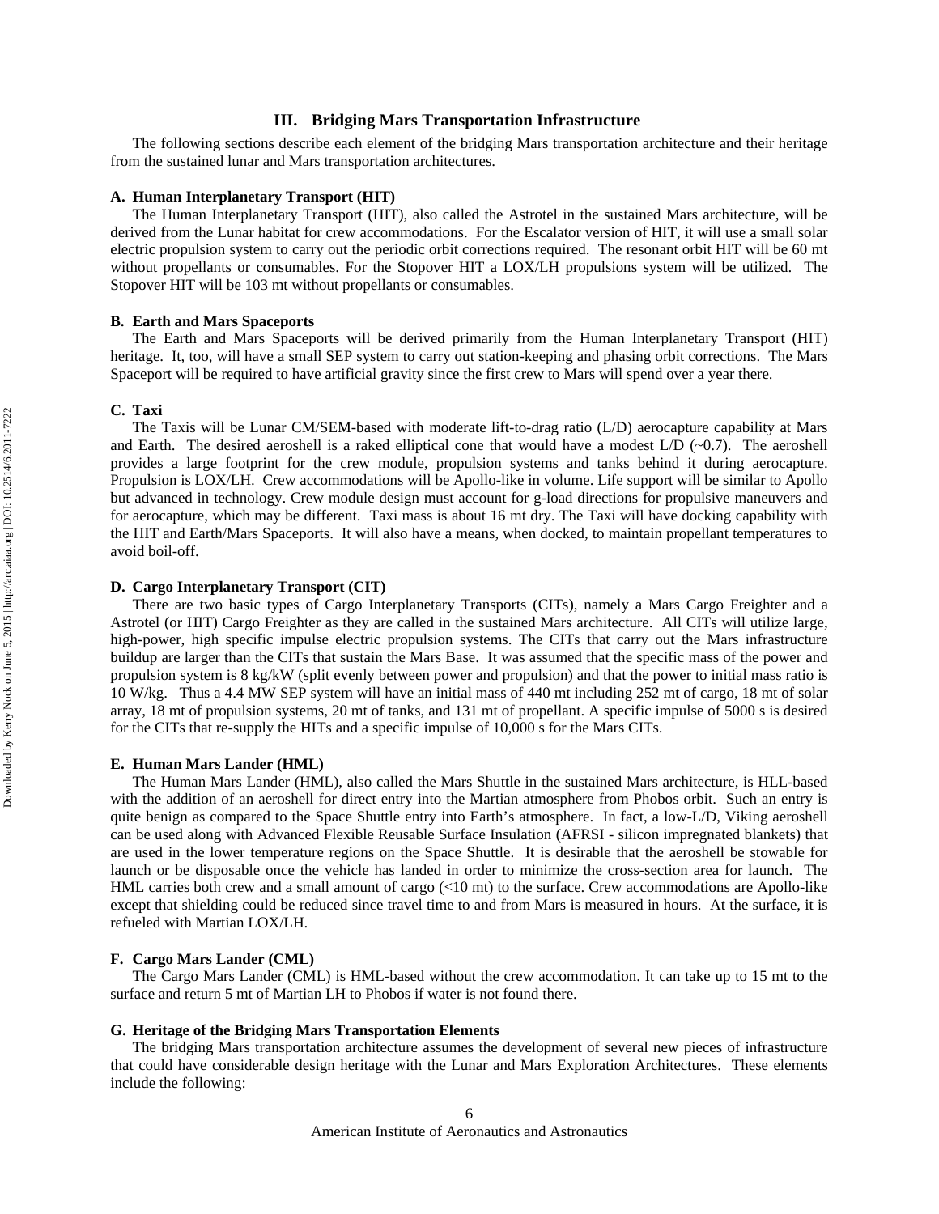## III. Bridging Mars Transportation Infrastructure

The following sections describe each element of the bridging Mars transportation architecture and their heritage from the sustained lunar and Mars transportation architectures.

### A. Human Interplanetary Transport (HIT)

The Human Interplanetary Transport (HIT), also called the Astrotel in the sustained Mars architecture, will be derived from the Lunar habitat for crew accommodations. For the Escalator version of HIT, it will use a small solar electric propulsion system to carry out the periodic orbit corrections required. The resonant orbit HIT will be 60 mt without propellants or consumables. For the Stopover HIT a LOX/LH propulsions system will be utilized. The Stopover HIT will be 103 mt without propellants or consumables.

### B. Earth and Mars Spaceports

The Earth and Mars Spaceports will be derived primarily from the Human Interplanetary Transport (HIT) heritage. It, too, will have a small SEP system to carry out station-keeping and phasing orbit corrections. The Mars Spaceport will be required to have artificial gravity since the first crew to Mars will spend over a year there.

### C. Taxi

The Taxis will be Lunar CM/SEM-based with moderate lift-to-drag ratio (L/D) aerocapture capability at Mars and Earth. The desired aeroshell is a raked elliptical cone that would have a modest L/D (~0.7). The aeroshell provides a large footprint for the crew module, propulsion systems and tanks behind it during aerocapture. Propulsion is LOX/LH. Crew accommodations will be Apollo-like in volume. Life support will be similar to Apollo but advanced in technology. Crew module design must account for g-load directions for propulsive maneuvers and for aerocapture, which may be different. Taxi mass is about 16 mt dry. The Taxi will have docking capability with the HIT and Earth/Mars Spaceports. It will also have a means, when docked, to maintain propellant temperatures to avoid boil-off.

### D. Cargo Interplanetary Transport (CIT)

There are two basic types of Cargo Interplanetary Transports (CITs), namely a Mars Cargo Freighter and a Astrotel (or HIT) Cargo Freighter as they are called in the sustained Mars architecture. All CITs will utilize large, high-power, high specific impulse electric propulsion systems. The CITs that carry out the Mars infrastructure buildup are larger than the CITs that sustain the Mars Base. It was assumed that the specific mass of the power and propulsion system is 8 kg/kW (split evenly between power and propulsion) and that the power to initial mass ratio is 10 W/kg. Thus a 4.4 MW SEP system will have an initial mass of 440 mt including 252 mt of cargo, 18 mt of solar array, 18 mt of propulsion systems, 20 mt of tanks, and 131 mt of propellant. A specific impulse of 5000 s is desired for the CITs that re-supply the HITs and a specific impulse of 10,000 s for the Mars CITs.

### E. Human Mars Lander (HML)

The Human Mars Lander (HML), also called the Mars Shuttle in the sustained Mars architecture, is HLL-based with the addition of an aeroshell for direct entry into the Martian atmosphere from Phobos orbit. Such an entry is quite benign as compared to the Space Shuttle entry into Earth's atmosphere. In fact, a low-L/D, Viking aeroshell can be used along with Advanced Flexible Reusable Surface Insulation (AFRSI - silicon impregnated blankets) that are used in the lower temperature regions on the Space Shuttle. It is desirable that the aeroshell be stowable for launch or be disposable once the vehicle has landed in order to minimize the cross-section area for launch. The HML carries both crew and a small amount of cargo (<10 mt) to the surface. Crew accommodations are Apollo-like except that shielding could be reduced since travel time to and from Mars is measured in hours. At the surface, it is refueled with Martian LOX/LH.

### F. Cargo Mars Lander (CML)

The Cargo Mars Lander (CML) is HML-based without the crew accommodation. It can take up to 15 mt to the surface and return 5 mt of Martian LH to Phobos if water is not found there.

### G. Heritage of the Bridging Mars Transportation Elements

The bridging Mars transportation architecture assumes the development of several new pieces of infrastructure that could have considerable design heritage with the Lunar and Mars Exploration Architectures. These elements include the following: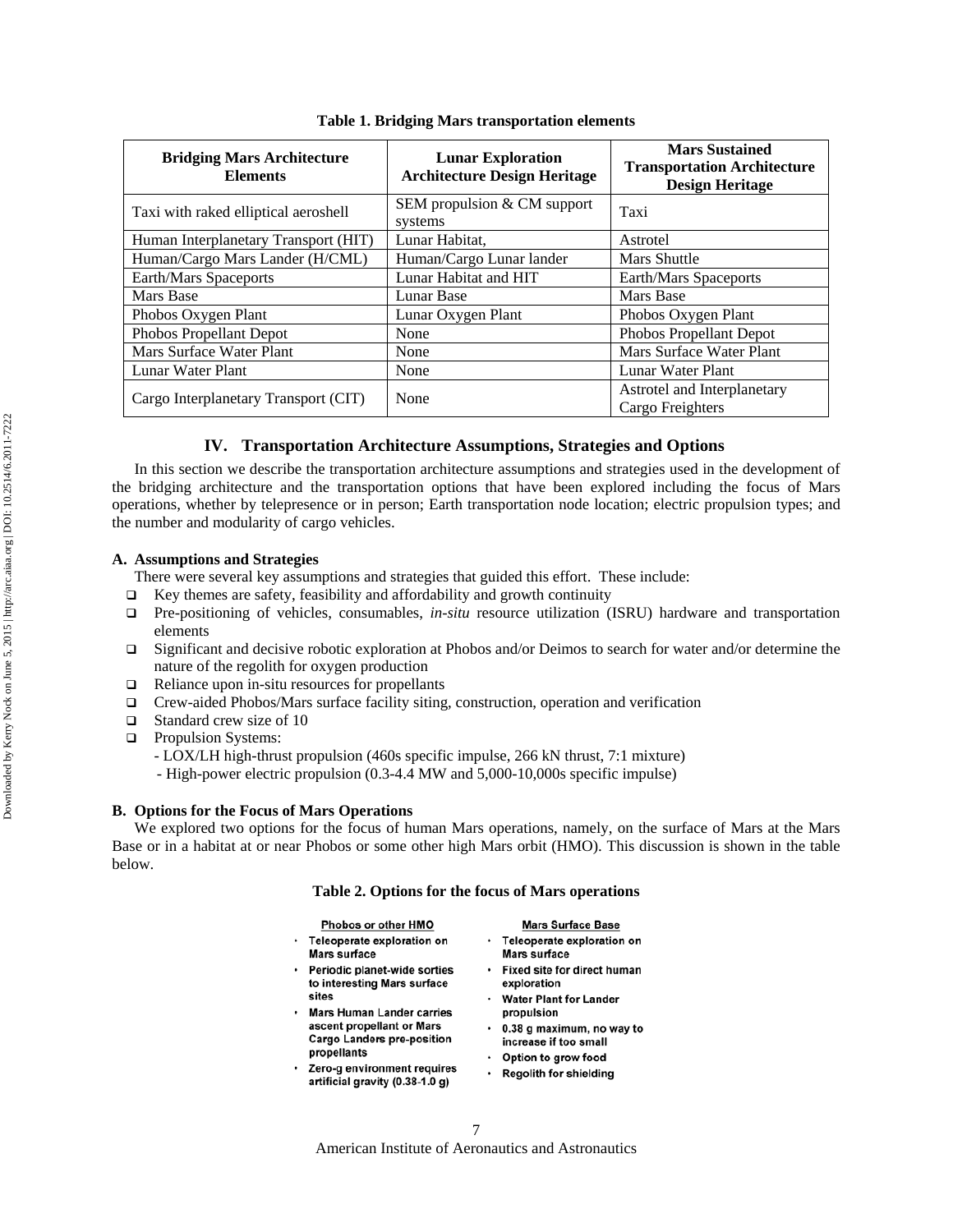**Table 1. Bridging Mars transportation elements**

| Bridging Mars Architecture Elements | Lunar Exploration Architecture Design Heritage | Mars Sustained Transportation Architecture Design Heritage |
|---|---|---|
| Taxi with raked elliptical aeroshell | SEM propulsion & CM support systems | Taxi |
| Human Interplanetary Transport (HIT) | Lunar Habitat, | Astrotel |
| Human/Cargo Mars Lander (H/CML) | Human/Cargo Lunar lander | Mars Shuttle |
| Earth/Mars Spaceports | Lunar Habitat and HIT | Earth/Mars Spaceports |
| Mars Base | Lunar Base | Mars Base |
| Phobos Oxygen Plant | Lunar Oxygen Plant | Phobos Oxygen Plant |
| Phobos Propellant Depot | None | Phobos Propellant Depot |
| Mars Surface Water Plant | None | Mars Surface Water Plant |
| Lunar Water Plant | None | Lunar Water Plant |
| Cargo Interplanetary Transport (CIT) | None | Astrotel and Interplanetary Cargo Freighters |

## IV. Transportation Architecture Assumptions, Strategies and Options

In this section we describe the transportation architecture assumptions and strategies used in the development of the bridging architecture and the transportation options that have been explored including the focus of Mars operations, whether by telepresence or in person; Earth transportation node location; electric propulsion types; and the number and modularity of cargo vehicles.

### A. Assumptions and Strategies

There were several key assumptions and strategies that guided this effort. These include:

- Key themes are safety, feasibility and affordability and growth continuity
- Pre-positioning of vehicles, consumables, *in-situ* resource utilization (ISRU) hardware and transportation elements
- Significant and decisive robotic exploration at Phobos and/or Deimos to search for water and/or determine the nature of the regolith for oxygen production
- Reliance upon in-situ resources for propellants
- Crew-aided Phobos/Mars surface facility siting, construction, operation and verification
- Standard crew size of 10
- Propulsion Systems:
  - LOX/LH high-thrust propulsion (460s specific impulse, 266 kN thrust, 7:1 mixture)
  - High-power electric propulsion (0.3-4.4 MW and 5,000-10,000s specific impulse)

### B. Options for the Focus of Mars Operations

We explored two options for the focus of human Mars operations, namely, on the surface of Mars at the Mars Base or in a habitat at or near Phobos or some other high Mars orbit (HMO). This discussion is shown in the table below.

**Table 2. Options for the focus of Mars operations**

| Phobos or other HMO | Mars Surface Base |
|---|---|
| • Teleoperate exploration on Mars surface | • Teleoperate exploration on Mars surface |
| • Periodic planet-wide sorties to interesting Mars surface sites | • Fixed site for direct human exploration |
| • Mars Human Lander carries ascent propellant or Mars Cargo Landers pre-position propellants | • Water Plant for Lander propulsion |
| • Zero-g environment requires artificial gravity (0.38-1.0 g) | • 0.38 g maximum, no way to increase if too small |
| | • Option to grow food |
| | • Regolith for shielding |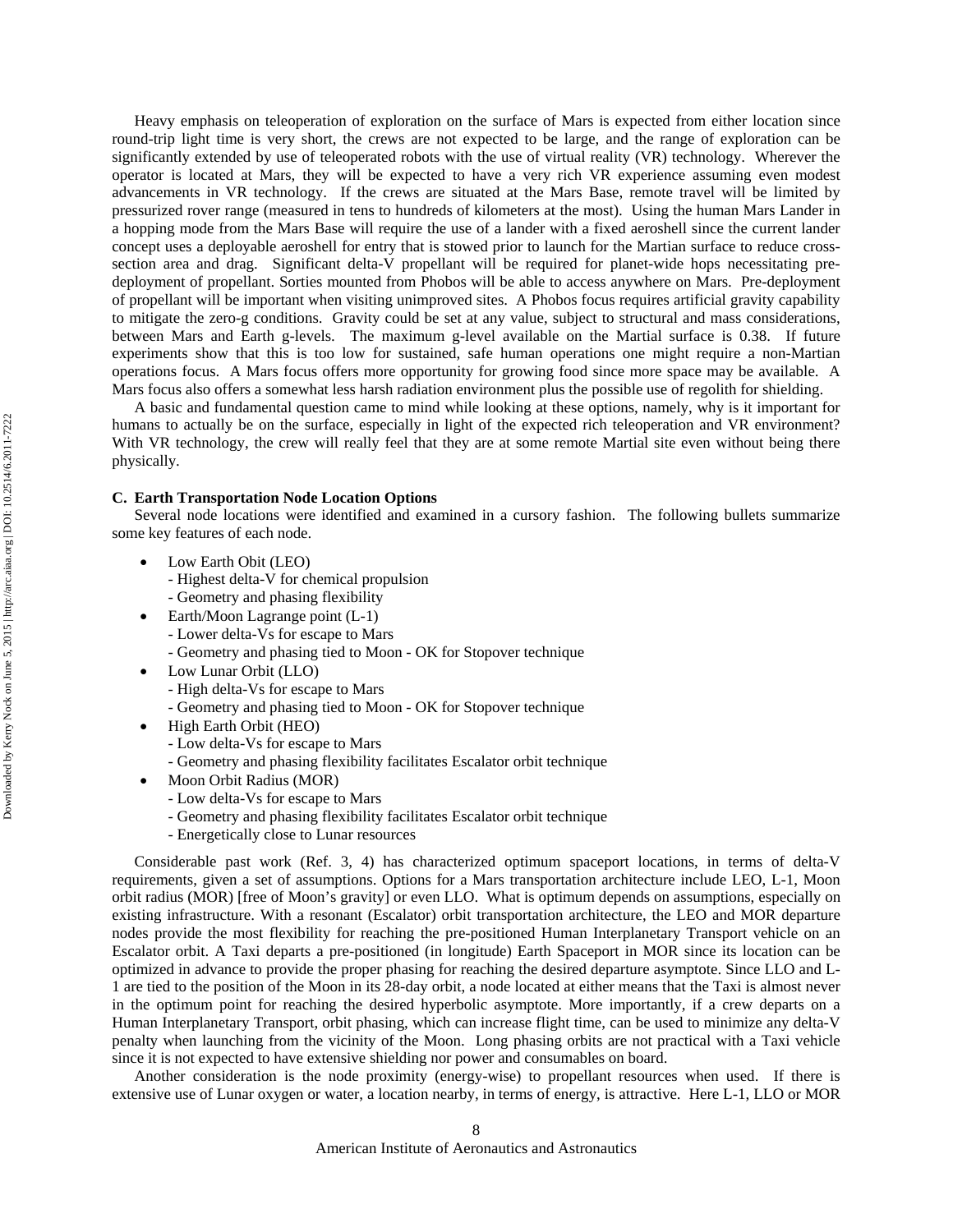Heavy emphasis on teleoperation of exploration on the surface of Mars is expected from either location since round-trip light time is very short, the crews are not expected to be large, and the range of exploration can be significantly extended by use of teleoperated robots with the use of virtual reality (VR) technology. Wherever the operator is located at Mars, they will be expected to have a very rich VR experience assuming even modest advancements in VR technology. If the crews are situated at the Mars Base, remote travel will be limited by pressurized rover range (measured in tens to hundreds of kilometers at the most). Using the human Mars Lander in a hopping mode from the Mars Base will require the use of a lander with a fixed aeroshell since the current lander concept uses a deployable aeroshell for entry that is stowed prior to launch for the Martian surface to reduce cross-section area and drag. Significant delta-V propellant will be required for planet-wide hops necessitating pre-deployment of propellant. Sorties mounted from Phobos will be able to access anywhere on Mars. Pre-deployment of propellant will be important when visiting unimproved sites. A Phobos focus requires artificial gravity capability to mitigate the zero-g conditions. Gravity could be set at any value, subject to structural and mass considerations, between Mars and Earth g-levels. The maximum g-level available on the Martial surface is 0.38. If future experiments show that this is too low for sustained, safe human operations one might require a non-Martian operations focus. A Mars focus offers more opportunity for growing food since more space may be available. A Mars focus also offers a somewhat less harsh radiation environment plus the possible use of regolith for shielding.

A basic and fundamental question came to mind while looking at these options, namely, why is it important for humans to actually be on the surface, especially in light of the expected rich teleoperation and VR environment? With VR technology, the crew will really feel that they are at some remote Martial site even without being there physically.

### C. Earth Transportation Node Location Options

Several node locations were identified and examined in a cursory fashion. The following bullets summarize some key features of each node.

- Low Earth Obit (LEO)
  - Highest delta-V for chemical propulsion
  - Geometry and phasing flexibility
- Earth/Moon Lagrange point (L-1)
  - Lower delta-Vs for escape to Mars
  - Geometry and phasing tied to Moon - OK for Stopover technique
- Low Lunar Orbit (LLO)
  - High delta-Vs for escape to Mars
  - Geometry and phasing tied to Moon - OK for Stopover technique
- High Earth Orbit (HEO)
  - Low delta-Vs for escape to Mars
  - Geometry and phasing flexibility facilitates Escalator orbit technique
- Moon Orbit Radius (MOR)
  - Low delta-Vs for escape to Mars
  - Geometry and phasing flexibility facilitates Escalator orbit technique
  - Energetically close to Lunar resources

Considerable past work (Ref. 3, 4) has characterized optimum spaceport locations, in terms of delta-V requirements, given a set of assumptions. Options for a Mars transportation architecture include LEO, L-1, Moon orbit radius (MOR) [free of Moon's gravity] or even LLO. What is optimum depends on assumptions, especially on existing infrastructure. With a resonant (Escalator) orbit transportation architecture, the LEO and MOR departure nodes provide the most flexibility for reaching the pre-positioned Human Interplanetary Transport vehicle on an Escalator orbit. A Taxi departs a pre-positioned (in longitude) Earth Spaceport in MOR since its location can be optimized in advance to provide the proper phasing for reaching the desired departure asymptote. Since LLO and L-1 are tied to the position of the Moon in its 28-day orbit, a node located at either means that the Taxi is almost never in the optimum point for reaching the desired hyperbolic asymptote. More importantly, if a crew departs on a Human Interplanetary Transport, orbit phasing, which can increase flight time, can be used to minimize any delta-V penalty when launching from the vicinity of the Moon. Long phasing orbits are not practical with a Taxi vehicle since it is not expected to have extensive shielding nor power and consumables on board.

Another consideration is the node proximity (energy-wise) to propellant resources when used. If there is extensive use of Lunar oxygen or water, a location nearby, in terms of energy, is attractive. Here L-1, LLO or MOR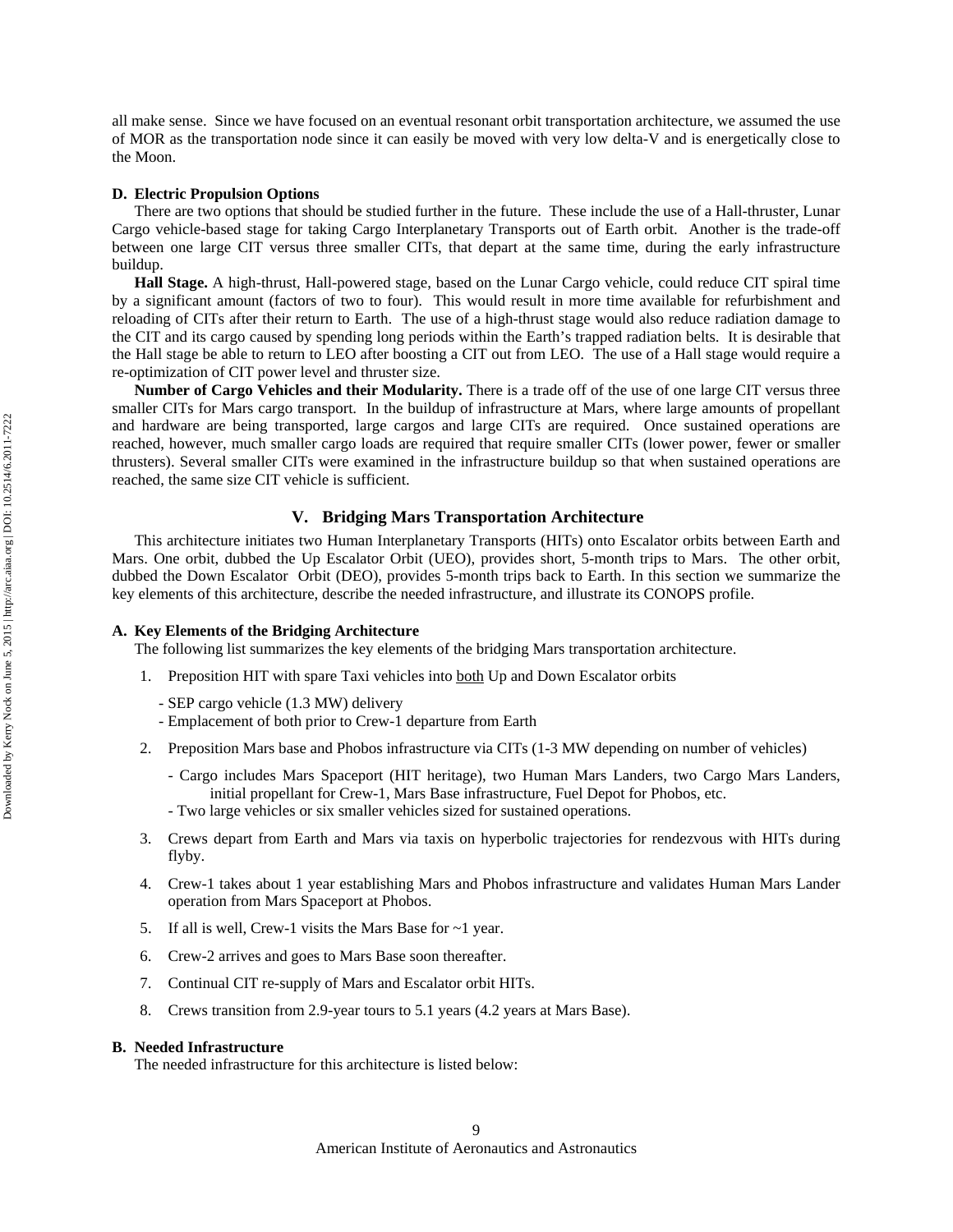all make sense. Since we have focused on an eventual resonant orbit transportation architecture, we assumed the use of MOR as the transportation node since it can easily be moved with very low delta-V and is energetically close to the Moon.

### D. Electric Propulsion Options

There are two options that should be studied further in the future. These include the use of a Hall-thruster, Lunar Cargo vehicle-based stage for taking Cargo Interplanetary Transports out of Earth orbit. Another is the trade-off between one large CIT versus three smaller CITs, that depart at the same time, during the early infrastructure buildup.

**Hall Stage.** A high-thrust, Hall-powered stage, based on the Lunar Cargo vehicle, could reduce CIT spiral time by a significant amount (factors of two to four). This would result in more time available for refurbishment and reloading of CITs after their return to Earth. The use of a high-thrust stage would also reduce radiation damage to the CIT and its cargo caused by spending long periods within the Earth's trapped radiation belts. It is desirable that the Hall stage be able to return to LEO after boosting a CIT out from LEO. The use of a Hall stage would require a re-optimization of CIT power level and thruster size.

**Number of Cargo Vehicles and their Modularity.** There is a trade off of the use of one large CIT versus three smaller CITs for Mars cargo transport. In the buildup of infrastructure at Mars, where large amounts of propellant and hardware are being transported, large cargos and large CITs are required. Once sustained operations are reached, however, much smaller cargo loads are required that require smaller CITs (lower power, fewer or smaller thrusters). Several smaller CITs were examined in the infrastructure buildup so that when sustained operations are reached, the same size CIT vehicle is sufficient.

## V. Bridging Mars Transportation Architecture

This architecture initiates two Human Interplanetary Transports (HITs) onto Escalator orbits between Earth and Mars. One orbit, dubbed the Up Escalator Orbit (UEO), provides short, 5-month trips to Mars. The other orbit, dubbed the Down Escalator Orbit (DEO), provides 5-month trips back to Earth. In this section we summarize the key elements of this architecture, describe the needed infrastructure, and illustrate its CONOPS profile.

### A. Key Elements of the Bridging Architecture

The following list summarizes the key elements of the bridging Mars transportation architecture.

1. Preposition HIT with spare Taxi vehicles into both Up and Down Escalator orbits
   - SEP cargo vehicle (1.3 MW) delivery
   - Emplacement of both prior to Crew-1 departure from Earth
2. Preposition Mars base and Phobos infrastructure via CITs (1-3 MW depending on number of vehicles)
   - Cargo includes Mars Spaceport (HIT heritage), two Human Mars Landers, two Cargo Mars Landers, initial propellant for Crew-1, Mars Base infrastructure, Fuel Depot for Phobos, etc.
   - Two large vehicles or six smaller vehicles sized for sustained operations.
3. Crews depart from Earth and Mars via taxis on hyperbolic trajectories for rendezvous with HITs during flyby.
4. Crew-1 takes about 1 year establishing Mars and Phobos infrastructure and validates Human Mars Lander operation from Mars Spaceport at Phobos.
5. If all is well, Crew-1 visits the Mars Base for ~1 year.
6. Crew-2 arrives and goes to Mars Base soon thereafter.
7. Continual CIT re-supply of Mars and Escalator orbit HITs.
8. Crews transition from 2.9-year tours to 5.1 years (4.2 years at Mars Base).

### B. Needed Infrastructure

The needed infrastructure for this architecture is listed below: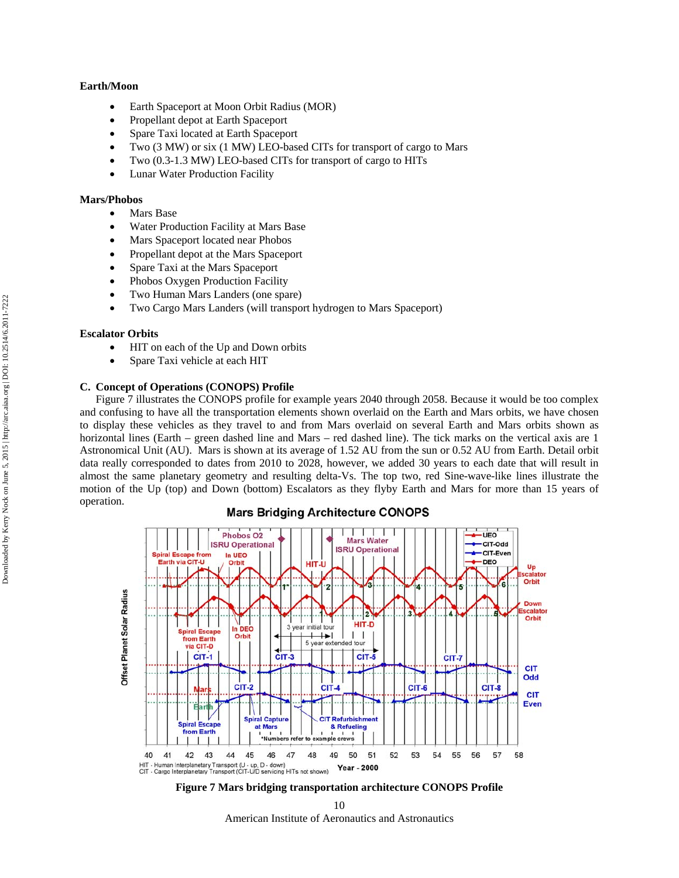**Earth/Moon**

- Earth Spaceport at Moon Orbit Radius (MOR)
- Propellant depot at Earth Spaceport
- Spare Taxi located at Earth Spaceport
- Two (3 MW) or six (1 MW) LEO-based CITs for transport of cargo to Mars
- Two (0.3-1.3 MW) LEO-based CITs for transport of cargo to HITs
- Lunar Water Production Facility

**Mars/Phobos**

- Mars Base
- Water Production Facility at Mars Base
- Mars Spaceport located near Phobos
- Propellant depot at the Mars Spaceport
- Spare Taxi at the Mars Spaceport
- Phobos Oxygen Production Facility
- Two Human Mars Landers (one spare)
- Two Cargo Mars Landers (will transport hydrogen to Mars Spaceport)

**Escalator Orbits**

- HIT on each of the Up and Down orbits
- Spare Taxi vehicle at each HIT

### C. Concept of Operations (CONOPS) Profile

Figure 7 illustrates the CONOPS profile for example years 2040 through 2058. Because it would be too complex and confusing to have all the transportation elements shown overlaid on the Earth and Mars orbits, we have chosen to display these vehicles as they travel to and from Mars overlaid on several Earth and Mars orbits shown as horizontal lines (Earth – green dashed line and Mars – red dashed line). The tick marks on the vertical axis are 1 Astronomical Unit (AU). Mars is shown at its average of 1.52 AU from the sun or 0.52 AU from Earth. Detail orbit data really corresponded to dates from 2010 to 2028, however, we added 30 years to each date that will result in almost the same planetary geometry and resulting delta-Vs. The top two, red Sine-wave-like lines illustrate the motion of the Up (top) and Down (bottom) Escalators as they flyby Earth and Mars for more than 15 years of operation.

Mars Bridging Architecture CONOPS

UEO
CIT-Odd
CIT-Even
DEO

Phobos O2 ISRU Operational
Mars Water ISRU Operational
Spiral Escape from Earth via CIT-U
In UEO Orbit
HIT-U
Up Escalator Orbit
1* 2 3 4 5 6
Down Escalator Orbit
2 3 4 5
Spiral Escape from Earth via CIT-D
In DEO Orbit
3 year initial tour
5 year extended tour
HIT-D
CIT-1
CIT-3
CIT-5
CIT-7
CIT Odd
CIT-2
CIT-4
CIT-6
CIT-8
CIT Even
Mars
Earth
Spiral Escape from Earth
Spiral Capture at Mars
CIT Refurbishment & Refueling
*Numbers refer to example crews

Offset Planet Solar Radius

40 41 42 43 44 45 46 47 48 49 50 51 52 53 54 55 56 57 58

Year - 2000

HIT - Human Interplanetary Transport (U - up, D - down)
CIT - Cargo Interplanetary Transport (CIT-U/D servicing HITs not shown)

**Figure 7 Mars bridging transportation architecture CONOPS Profile**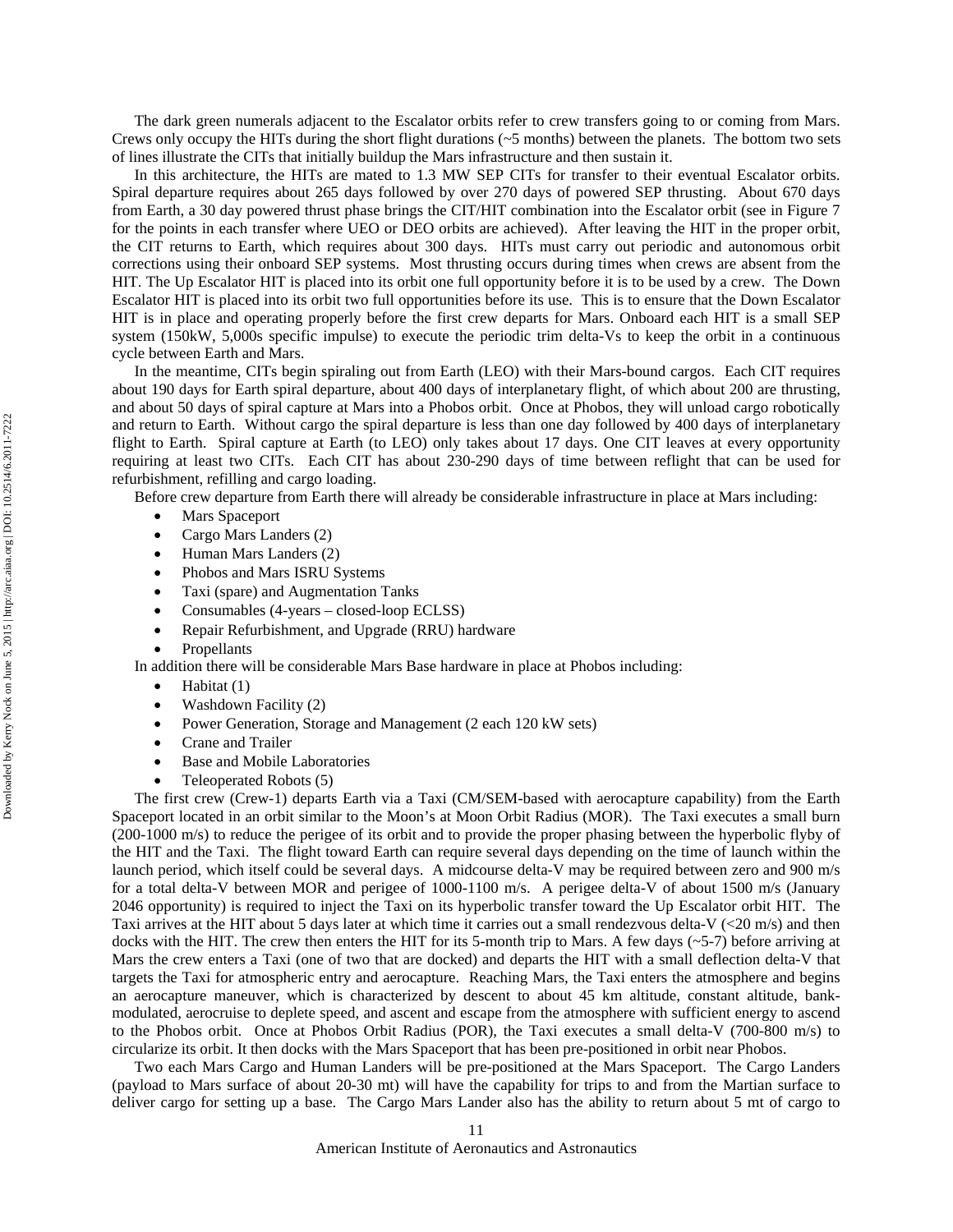The dark green numerals adjacent to the Escalator orbits refer to crew transfers going to or coming from Mars. Crews only occupy the HITs during the short flight durations (~5 months) between the planets. The bottom two sets of lines illustrate the CITs that initially buildup the Mars infrastructure and then sustain it.

In this architecture, the HITs are mated to 1.3 MW SEP CITs for transfer to their eventual Escalator orbits. Spiral departure requires about 265 days followed by over 270 days of powered SEP thrusting. About 670 days from Earth, a 30 day powered thrust phase brings the CIT/HIT combination into the Escalator orbit (see in Figure 7 for the points in each transfer where UEO or DEO orbits are achieved). After leaving the HIT in the proper orbit, the CIT returns to Earth, which requires about 300 days. HITs must carry out periodic and autonomous orbit corrections using their onboard SEP systems. Most thrusting occurs during times when crews are absent from the HIT. The Up Escalator HIT is placed into its orbit one full opportunity before it is to be used by a crew. The Down Escalator HIT is placed into its orbit two full opportunities before its use. This is to ensure that the Down Escalator HIT is in place and operating properly before the first crew departs for Mars. Onboard each HIT is a small SEP system (150kW, 5,000s specific impulse) to execute the periodic trim delta-Vs to keep the orbit in a continuous cycle between Earth and Mars.

In the meantime, CITs begin spiraling out from Earth (LEO) with their Mars-bound cargos. Each CIT requires about 190 days for Earth spiral departure, about 400 days of interplanetary flight, of which about 200 are thrusting, and about 50 days of spiral capture at Mars into a Phobos orbit. Once at Phobos, they will unload cargo robotically and return to Earth. Without cargo the spiral departure is less than one day followed by 400 days of interplanetary flight to Earth. Spiral capture at Earth (to LEO) only takes about 17 days. One CIT leaves at every opportunity requiring at least two CITs. Each CIT has about 230-290 days of time between reflight that can be used for refurbishment, refilling and cargo loading.

Before crew departure from Earth there will already be considerable infrastructure in place at Mars including:

- Mars Spaceport
- Cargo Mars Landers (2)
- Human Mars Landers (2)
- Phobos and Mars ISRU Systems
- Taxi (spare) and Augmentation Tanks
- Consumables (4-years – closed-loop ECLSS)
- Repair Refurbishment, and Upgrade (RRU) hardware
- Propellants

In addition there will be considerable Mars Base hardware in place at Phobos including:

- Habitat (1)
- Washdown Facility (2)
- Power Generation, Storage and Management (2 each 120 kW sets)
- Crane and Trailer
- Base and Mobile Laboratories
- Teleoperated Robots (5)

The first crew (Crew-1) departs Earth via a Taxi (CM/SEM-based with aerocapture capability) from the Earth Spaceport located in an orbit similar to the Moon's at Moon Orbit Radius (MOR). The Taxi executes a small burn (200-1000 m/s) to reduce the perigee of its orbit and to provide the proper phasing between the hyperbolic flyby of the HIT and the Taxi. The flight toward Earth can require several days depending on the time of launch within the launch period, which itself could be several days. A midcourse delta-V may be required between zero and 900 m/s for a total delta-V between MOR and perigee of 1000-1100 m/s. A perigee delta-V of about 1500 m/s (January 2046 opportunity) is required to inject the Taxi on its hyperbolic transfer toward the Up Escalator orbit HIT. The Taxi arrives at the HIT about 5 days later at which time it carries out a small rendezvous delta-V (<20 m/s) and then docks with the HIT. The crew then enters the HIT for its 5-month trip to Mars. A few days (~5-7) before arriving at Mars the crew enters a Taxi (one of two that are docked) and departs the HIT with a small deflection delta-V that targets the Taxi for atmospheric entry and aerocapture. Reaching Mars, the Taxi enters the atmosphere and begins an aerocapture maneuver, which is characterized by descent to about 45 km altitude, constant altitude, bank-modulated, aerocruise to deplete speed, and ascent and escape from the atmosphere with sufficient energy to ascend to the Phobos orbit. Once at Phobos Orbit Radius (POR), the Taxi executes a small delta-V (700-800 m/s) to circularize its orbit. It then docks with the Mars Spaceport that has been pre-positioned in orbit near Phobos.

Two each Mars Cargo and Human Landers will be pre-positioned at the Mars Spaceport. The Cargo Landers (payload to Mars surface of about 20-30 mt) will have the capability for trips to and from the Martian surface to deliver cargo for setting up a base. The Cargo Mars Lander also has the ability to return about 5 mt of cargo to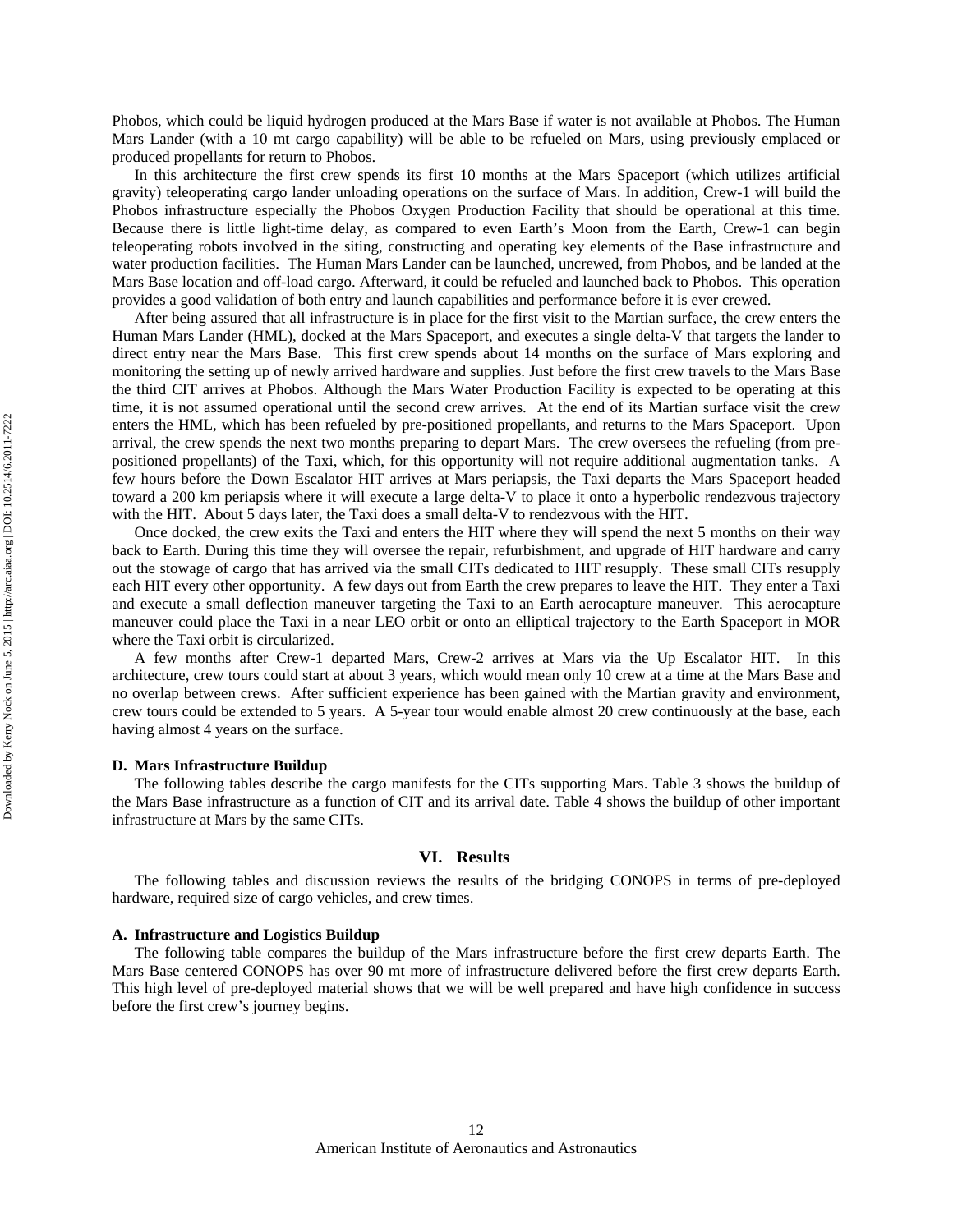Phobos, which could be liquid hydrogen produced at the Mars Base if water is not available at Phobos. The Human Mars Lander (with a 10 mt cargo capability) will be able to be refueled on Mars, using previously emplaced or produced propellants for return to Phobos.

In this architecture the first crew spends its first 10 months at the Mars Spaceport (which utilizes artificial gravity) teleoperating cargo lander unloading operations on the surface of Mars. In addition, Crew-1 will build the Phobos infrastructure especially the Phobos Oxygen Production Facility that should be operational at this time. Because there is little light-time delay, as compared to even Earth's Moon from the Earth, Crew-1 can begin teleoperating robots involved in the siting, constructing and operating key elements of the Base infrastructure and water production facilities. The Human Mars Lander can be launched, uncrewed, from Phobos, and be landed at the Mars Base location and off-load cargo. Afterward, it could be refueled and launched back to Phobos. This operation provides a good validation of both entry and launch capabilities and performance before it is ever crewed.

After being assured that all infrastructure is in place for the first visit to the Martian surface, the crew enters the Human Mars Lander (HML), docked at the Mars Spaceport, and executes a single delta-V that targets the lander to direct entry near the Mars Base. This first crew spends about 14 months on the surface of Mars exploring and monitoring the setting up of newly arrived hardware and supplies. Just before the first crew travels to the Mars Base the third CIT arrives at Phobos. Although the Mars Water Production Facility is expected to be operating at this time, it is not assumed operational until the second crew arrives. At the end of its Martian surface visit the crew enters the HML, which has been refueled by pre-positioned propellants, and returns to the Mars Spaceport. Upon arrival, the crew spends the next two months preparing to depart Mars. The crew oversees the refueling (from pre-positioned propellants) of the Taxi, which, for this opportunity will not require additional augmentation tanks. A few hours before the Down Escalator HIT arrives at Mars periapsis, the Taxi departs the Mars Spaceport headed toward a 200 km periapsis where it will execute a large delta-V to place it onto a hyperbolic rendezvous trajectory with the HIT. About 5 days later, the Taxi does a small delta-V to rendezvous with the HIT.

Once docked, the crew exits the Taxi and enters the HIT where they will spend the next 5 months on their way back to Earth. During this time they will oversee the repair, refurbishment, and upgrade of HIT hardware and carry out the stowage of cargo that has arrived via the small CITs dedicated to HIT resupply. These small CITs resupply each HIT every other opportunity. A few days out from Earth the crew prepares to leave the HIT. They enter a Taxi and execute a small deflection maneuver targeting the Taxi to an Earth aerocapture maneuver. This aerocapture maneuver could place the Taxi in a near LEO orbit or onto an elliptical trajectory to the Earth Spaceport in MOR where the Taxi orbit is circularized.

A few months after Crew-1 departed Mars, Crew-2 arrives at Mars via the Up Escalator HIT. In this architecture, crew tours could start at about 3 years, which would mean only 10 crew at a time at the Mars Base and no overlap between crews. After sufficient experience has been gained with the Martian gravity and environment, crew tours could be extended to 5 years. A 5-year tour would enable almost 20 crew continuously at the base, each having almost 4 years on the surface.

### D. Mars Infrastructure Buildup

The following tables describe the cargo manifests for the CITs supporting Mars. Table 3 shows the buildup of the Mars Base infrastructure as a function of CIT and its arrival date. Table 4 shows the buildup of other important infrastructure at Mars by the same CITs.

## VI. Results

The following tables and discussion reviews the results of the bridging CONOPS in terms of pre-deployed hardware, required size of cargo vehicles, and crew times.

### A. Infrastructure and Logistics Buildup

The following table compares the buildup of the Mars infrastructure before the first crew departs Earth. The Mars Base centered CONOPS has over 90 mt more of infrastructure delivered before the first crew departs Earth. This high level of pre-deployed material shows that we will be well prepared and have high confidence in success before the first crew's journey begins.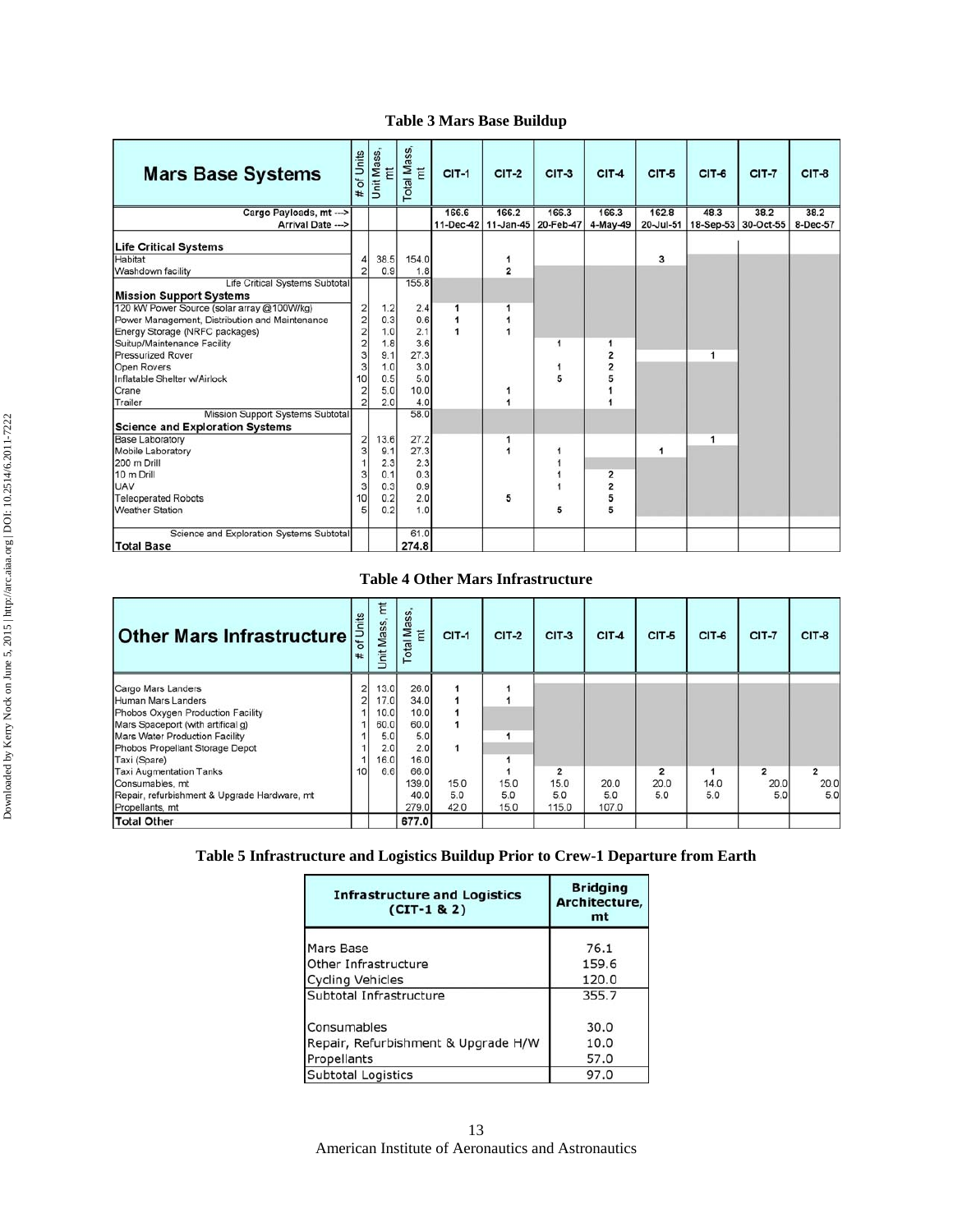**Table 3 Mars Base Buildup**

| Mars Base Systems | # of Units | Unit Mass, mt | Total Mass, mt | CIT-1 | CIT-2 | CIT-3 | CIT-4 | CIT-5 | CIT-6 | CIT-7 | CIT-8 |
|---|---|---|---|---|---|---|---|---|---|---|---|
| Cargo Payloads, mt ---> | | | | 166.6 | 166.2 | 166.3 | 166.3 | 162.8 | 48.3 | 38.2 | 38.2 |
| Arrival Date ---> | | | | 11-Dec-42 | 11-Jan-45 | 20-Feb-47 | 4-May-49 | 20-Jul-51 | 18-Sep-53 | 30-Oct-55 | 8-Dec-57 |
| **Life Critical Systems** | | | | | | | | | | | |
| Habitat | 4 | 38.5 | 154.0 | | 1 | | | 3 | | | |
| Washdown facility | 2 | 0.9 | 1.8 | | 2 | | | | | | |
| Life Critical Systems Subtotal | | | 155.8 | | | | | | | | |
| **Mission Support Systems** | | | | | | | | | | | |
| 120 kW Power Source (solar array @100W/kg) | 2 | 1.2 | 2.4 | 1 | 1 | | | | | | |
| Power Management, Distribution and Maintenance | 2 | 0.3 | 0.6 | 1 | 1 | | | | | | |
| Energy Storage (NRFC packages) | 2 | 1.0 | 2.1 | 1 | 1 | | | | | | |
| Suitup/Maintenance Facility | 2 | 1.8 | 3.6 | | | 1 | 1 | | | | |
| Pressurized Rover | 3 | 9.1 | 27.3 | | | | 2 | | 1 | | |
| Open Rovers | 3 | 1.0 | 3.0 | | | 1 | 2 | | | | |
| Inflatable Shelter w/Airlock | 10 | 0.5 | 5.0 | | | 5 | 5 | | | | |
| Crane | 2 | 5.0 | 10.0 | | 1 | | 1 | | | | |
| Trailer | 2 | 2.0 | 4.0 | | 1 | | 1 | | | | |
| Mission Support Systems Subtotal | | | 58.0 | | | | | | | | |
| **Science and Exploration Systems** | | | | | | | | | | | |
| Base Laboratory | 2 | 13.6 | 27.2 | | 1 | | | | 1 | | |
| Mobile Laboratory | 3 | 9.1 | 27.3 | | 1 | 1 | | 1 | | | |
| 200 m Drill | 1 | 2.3 | 2.3 | | | 1 | | | | | |
| 10 m Drill | 3 | 0.1 | 0.3 | | | 1 | 2 | | | | |
| UAV | 3 | 0.3 | 0.9 | | | 1 | 2 | | | | |
| Teleoperated Robots | 10 | 0.2 | 2.0 | | 5 | | 5 | | | | |
| Weather Station | 5 | 0.2 | 1.0 | | | 5 | 5 | | | | |
| Science and Exploration Systems Subtotal | | | 61.0 | | | | | | | | |
| **Total Base** | | | 274.8 | | | | | | | | |

**Table 4 Other Mars Infrastructure**

| Other Mars Infrastructure | # of Units | Unit Mass, mt | Total Mass, mt | CIT-1 | CIT-2 | CIT-3 | CIT-4 | CIT-5 | CIT-6 | CIT-7 | CIT-8 |
|---|---|---|---|---|---|---|---|---|---|---|---|
| Cargo Mars Landers | 2 | 13.0 | 26.0 | 1 | 1 | | | | | | |
| Human Mars Landers | 2 | 17.0 | 34.0 | 1 | 1 | | | | | | |
| Phobos Oxygen Production Facility | 1 | 10.0 | 10.0 | 1 | | | | | | | |
| Mars Spaceport (with artifical g) | 1 | 60.0 | 60.0 | 1 | | | | | | | |
| Mars Water Production Facility | 1 | 5.0 | 5.0 | | 1 | | | | | | |
| Phobos Propellant Storage Depot | 1 | 2.0 | 2.0 | 1 | | | | | | | |
| Taxi (Spare) | 1 | 16.0 | 16.0 | | 1 | | | | | | |
| Taxi Augmentation Tanks | 10 | 6.6 | 66.0 | | 1 | 2 | | 2 | 1 | 2 | 2 |
| Consumables, mt | | | 139.0 | 15.0 | 15.0 | 15.0 | 20.0 | 20.0 | 14.0 | 20.0 | 20.0 |
| Repair, refurbishment & Upgrade Hardware, mt | | | 40.0 | 5.0 | 5.0 | 5.0 | 5.0 | 5.0 | 5.0 | 5.0 | 5.0 |
| Propellants, mt | | | 279.0 | 42.0 | 15.0 | 115.0 | 107.0 | | | | |
| **Total Other** | | | 677.0 | | | | | | | | |

**Table 5 Infrastructure and Logistics Buildup Prior to Crew-1 Departure from Earth**

| Infrastructure and Logistics (CIT-1 & 2) | Bridging Architecture, mt |
|---|---|
| Mars Base | 76.1 |
| Other Infrastructure | 159.6 |
| Cycling Vehicles | 120.0 |
| Subtotal Infrastructure | 355.7 |
| Consumables | 30.0 |
| Repair, Refurbishment & Upgrade H/W | 10.0 |
| Propellants | 57.0 |
| Subtotal Logistics | 97.0 |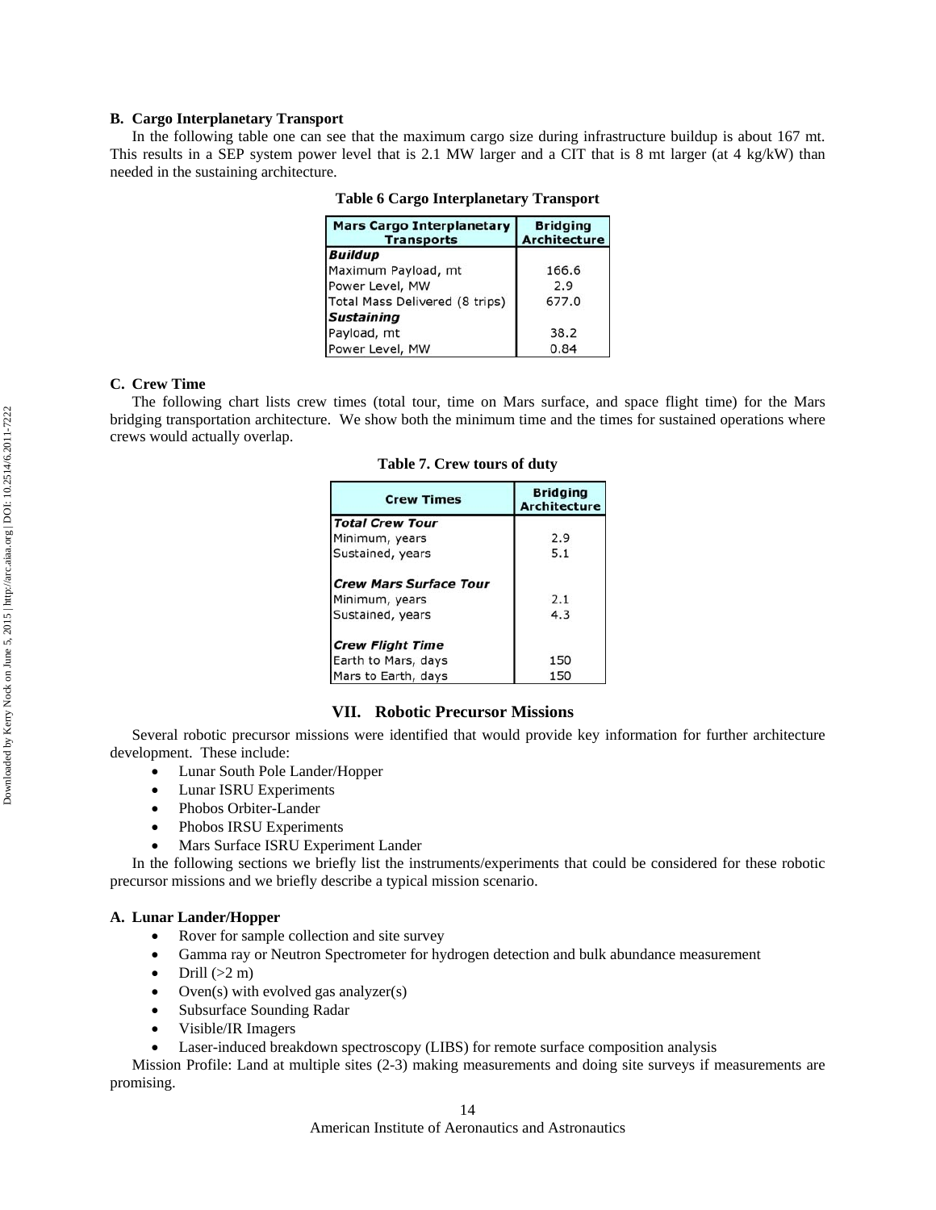### B. Cargo Interplanetary Transport

In the following table one can see that the maximum cargo size during infrastructure buildup is about 167 mt. This results in a SEP system power level that is 2.1 MW larger and a CIT that is 8 mt larger (at 4 kg/kW) than needed in the sustaining architecture.

**Table 6 Cargo Interplanetary Transport**

| Mars Cargo Interplanetary Transports | Bridging Architecture |
|---|---|
| ***Buildup*** | |
| Maximum Payload, mt | 166.6 |
| Power Level, MW | 2.9 |
| Total Mass Delivered (8 trips) | 677.0 |
| ***Sustaining*** | |
| Payload, mt | 38.2 |
| Power Level, MW | 0.84 |

### C. Crew Time

The following chart lists crew times (total tour, time on Mars surface, and space flight time) for the Mars bridging transportation architecture. We show both the minimum time and the times for sustained operations where crews would actually overlap.

**Table 7. Crew tours of duty**

| Crew Times | Bridging Architecture |
|---|---|
| ***Total Crew Tour*** | |
| Minimum, years | 2.9 |
| Sustained, years | 5.1 |
| ***Crew Mars Surface Tour*** | |
| Minimum, years | 2.1 |
| Sustained, years | 4.3 |
| ***Crew Flight Time*** | |
| Earth to Mars, days | 150 |
| Mars to Earth, days | 150 |

## VII. Robotic Precursor Missions

Several robotic precursor missions were identified that would provide key information for further architecture development. These include:

- Lunar South Pole Lander/Hopper
- Lunar ISRU Experiments
- Phobos Orbiter-Lander
- Phobos IRSU Experiments
- Mars Surface ISRU Experiment Lander

In the following sections we briefly list the instruments/experiments that could be considered for these robotic precursor missions and we briefly describe a typical mission scenario.

### A. Lunar Lander/Hopper

- Rover for sample collection and site survey
- Gamma ray or Neutron Spectrometer for hydrogen detection and bulk abundance measurement
- Drill (>2 m)
- Oven(s) with evolved gas analyzer(s)
- Subsurface Sounding Radar
- Visible/IR Imagers
- Laser-induced breakdown spectroscopy (LIBS) for remote surface composition analysis

Mission Profile: Land at multiple sites (2-3) making measurements and doing site surveys if measurements are promising.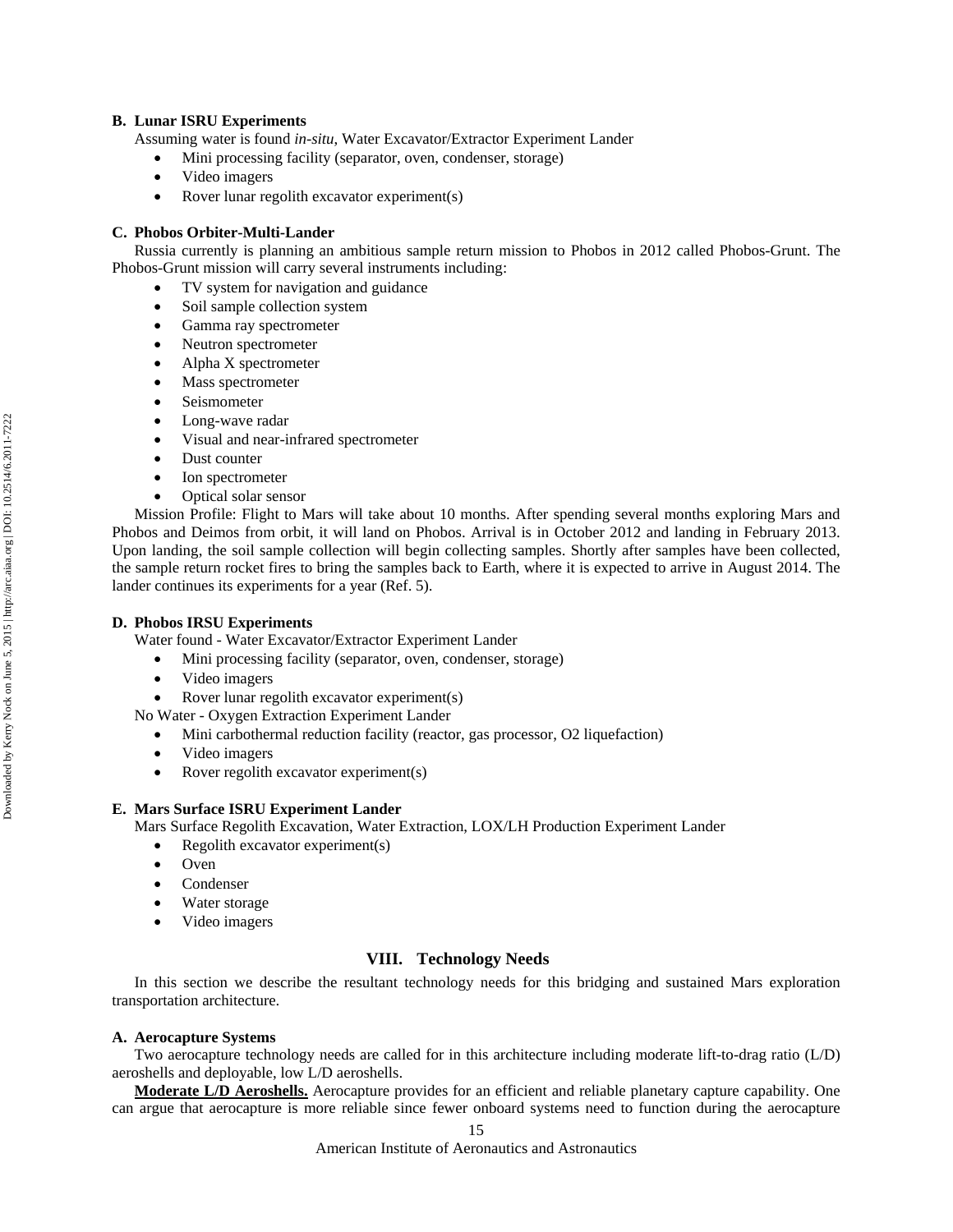### B. Lunar ISRU Experiments

Assuming water is found *in-situ*, Water Excavator/Extractor Experiment Lander

- Mini processing facility (separator, oven, condenser, storage)
- Video imagers
- Rover lunar regolith excavator experiment(s)

### C. Phobos Orbiter-Multi-Lander

Russia currently is planning an ambitious sample return mission to Phobos in 2012 called Phobos-Grunt. The Phobos-Grunt mission will carry several instruments including:

- TV system for navigation and guidance
- Soil sample collection system
- Gamma ray spectrometer
- Neutron spectrometer
- Alpha X spectrometer
- Mass spectrometer
- Seismometer
- Long-wave radar
- Visual and near-infrared spectrometer
- Dust counter
- Ion spectrometer
- Optical solar sensor

Mission Profile: Flight to Mars will take about 10 months. After spending several months exploring Mars and Phobos and Deimos from orbit, it will land on Phobos. Arrival is in October 2012 and landing in February 2013. Upon landing, the soil sample collection will begin collecting samples. Shortly after samples have been collected, the sample return rocket fires to bring the samples back to Earth, where it is expected to arrive in August 2014. The lander continues its experiments for a year (Ref. 5).

### D. Phobos IRSU Experiments

Water found - Water Excavator/Extractor Experiment Lander

- Mini processing facility (separator, oven, condenser, storage)
- Video imagers
- Rover lunar regolith excavator experiment(s)

No Water - Oxygen Extraction Experiment Lander

- Mini carbothermal reduction facility (reactor, gas processor, O2 liquefaction)
- Video imagers
- Rover regolith excavator experiment(s)

### E. Mars Surface ISRU Experiment Lander

Mars Surface Regolith Excavation, Water Extraction, LOX/LH Production Experiment Lander

- Regolith excavator experiment(s)
- Oven
- Condenser
- Water storage
- Video imagers

## VIII. Technology Needs

In this section we describe the resultant technology needs for this bridging and sustained Mars exploration transportation architecture.

### A. Aerocapture Systems

Two aerocapture technology needs are called for in this architecture including moderate lift-to-drag ratio (L/D) aeroshells and deployable, low L/D aeroshells.

**Moderate L/D Aeroshells.** Aerocapture provides for an efficient and reliable planetary capture capability. One can argue that aerocapture is more reliable since fewer onboard systems need to function during the aerocapture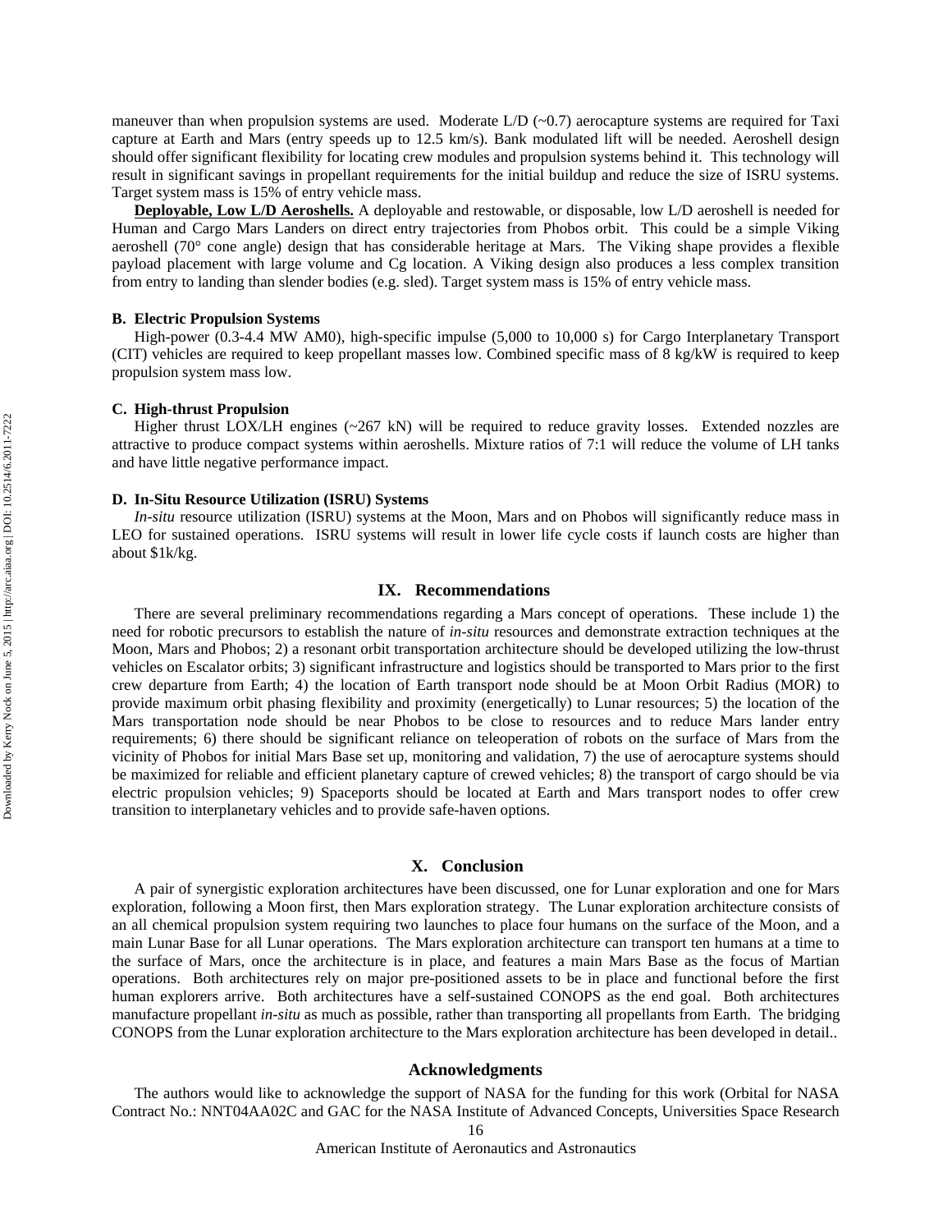maneuver than when propulsion systems are used. Moderate L/D (~0.7) aerocapture systems are required for Taxi capture at Earth and Mars (entry speeds up to 12.5 km/s). Bank modulated lift will be needed. Aeroshell design should offer significant flexibility for locating crew modules and propulsion systems behind it. This technology will result in significant savings in propellant requirements for the initial buildup and reduce the size of ISRU systems. Target system mass is 15% of entry vehicle mass.

**Deployable, Low L/D Aeroshells.** A deployable and restowable, or disposable, low L/D aeroshell is needed for Human and Cargo Mars Landers on direct entry trajectories from Phobos orbit. This could be a simple Viking aeroshell (70° cone angle) design that has considerable heritage at Mars. The Viking shape provides a flexible payload placement with large volume and Cg location. A Viking design also produces a less complex transition from entry to landing than slender bodies (e.g. sled). Target system mass is 15% of entry vehicle mass.

### B. Electric Propulsion Systems

High-power (0.3-4.4 MW AM0), high-specific impulse (5,000 to 10,000 s) for Cargo Interplanetary Transport (CIT) vehicles are required to keep propellant masses low. Combined specific mass of 8 kg/kW is required to keep propulsion system mass low.

### C. High-thrust Propulsion

Higher thrust LOX/LH engines (~267 kN) will be required to reduce gravity losses. Extended nozzles are attractive to produce compact systems within aeroshells. Mixture ratios of 7:1 will reduce the volume of LH tanks and have little negative performance impact.

### D. In-Situ Resource Utilization (ISRU) Systems

*In-situ* resource utilization (ISRU) systems at the Moon, Mars and on Phobos will significantly reduce mass in LEO for sustained operations. ISRU systems will result in lower life cycle costs if launch costs are higher than about $1k/kg.

## IX. Recommendations

There are several preliminary recommendations regarding a Mars concept of operations. These include 1) the need for robotic precursors to establish the nature of *in-situ* resources and demonstrate extraction techniques at the Moon, Mars and Phobos; 2) a resonant orbit transportation architecture should be developed utilizing the low-thrust vehicles on Escalator orbits; 3) significant infrastructure and logistics should be transported to Mars prior to the first crew departure from Earth; 4) the location of Earth transport node should be at Moon Orbit Radius (MOR) to provide maximum orbit phasing flexibility and proximity (energetically) to Lunar resources; 5) the location of the Mars transportation node should be near Phobos to be close to resources and to reduce Mars lander entry requirements; 6) there should be significant reliance on teleoperation of robots on the surface of Mars from the vicinity of Phobos for initial Mars Base set up, monitoring and validation, 7) the use of aerocapture systems should be maximized for reliable and efficient planetary capture of crewed vehicles; 8) the transport of cargo should be via electric propulsion vehicles; 9) Spaceports should be located at Earth and Mars transport nodes to offer crew transition to interplanetary vehicles and to provide safe-haven options.

## X. Conclusion

A pair of synergistic exploration architectures have been discussed, one for Lunar exploration and one for Mars exploration, following a Moon first, then Mars exploration strategy. The Lunar exploration architecture consists of an all chemical propulsion system requiring two launches to place four humans on the surface of the Moon, and a main Lunar Base for all Lunar operations. The Mars exploration architecture can transport ten humans at a time to the surface of Mars, once the architecture is in place, and features a main Mars Base as the focus of Martian operations. Both architectures rely on major pre-positioned assets to be in place and functional before the first human explorers arrive. Both architectures have a self-sustained CONOPS as the end goal. Both architectures manufacture propellant *in-situ* as much as possible, rather than transporting all propellants from Earth. The bridging CONOPS from the Lunar exploration architecture to the Mars exploration architecture has been developed in detail..

## Acknowledgments

The authors would like to acknowledge the support of NASA for the funding for this work (Orbital for NASA Contract No.: NNT04AA02C and GAC for the NASA Institute of Advanced Concepts, Universities Space Research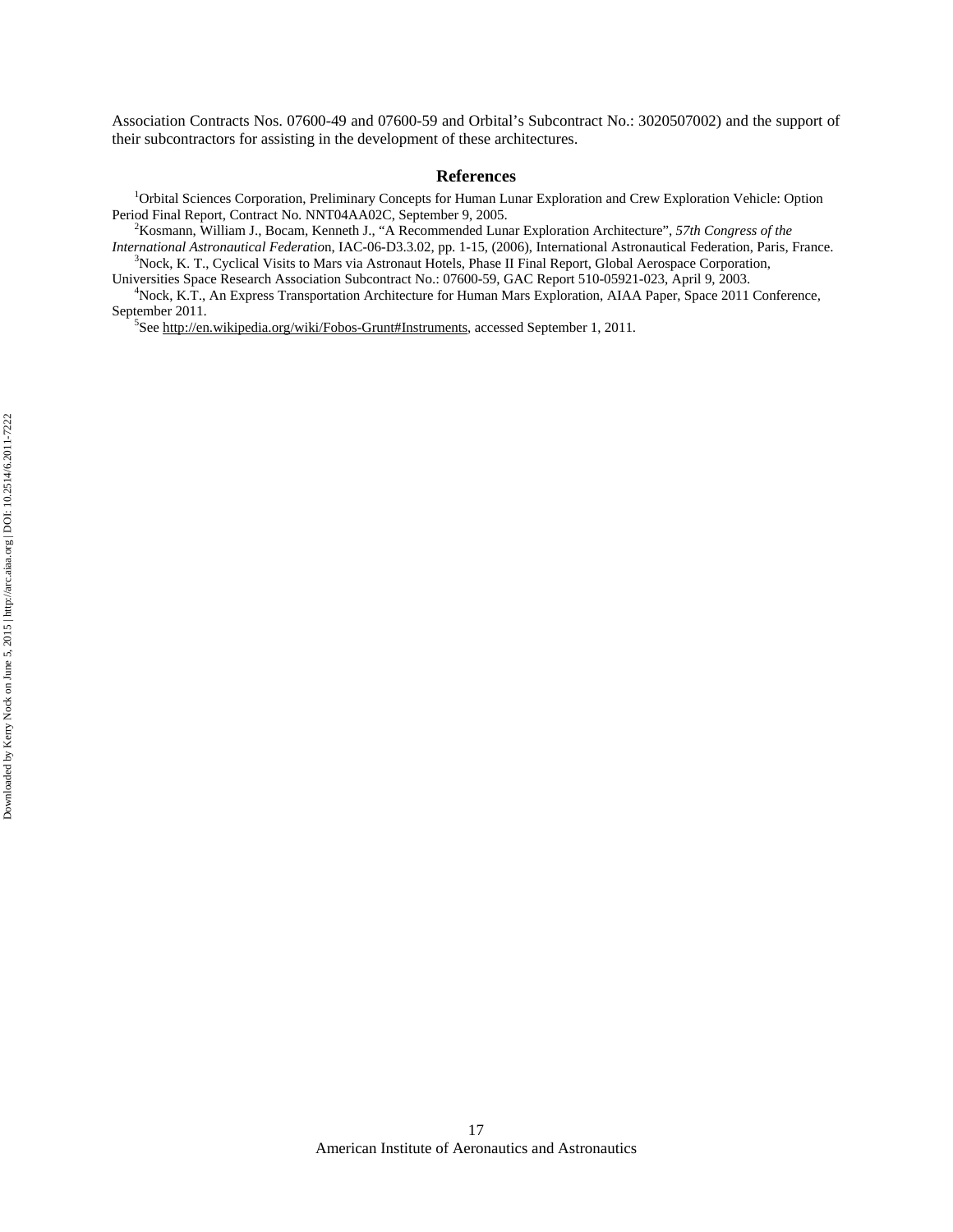Association Contracts Nos. 07600-49 and 07600-59 and Orbital's Subcontract No.: 3020507002) and the support of their subcontractors for assisting in the development of these architectures.

## References

[1]Orbital Sciences Corporation, Preliminary Concepts for Human Lunar Exploration and Crew Exploration Vehicle: Option Period Final Report, Contract No. NNT04AA02C, September 9, 2005.

[2]Kosmann, William J., Bocam, Kenneth J., "A Recommended Lunar Exploration Architecture", *57th Congress of the International Astronautical Federatio*n, IAC-06-D3.3.02, pp. 1-15, (2006), International Astronautical Federation, Paris, France.

[3]Nock, K. T., Cyclical Visits to Mars via Astronaut Hotels, Phase II Final Report, Global Aerospace Corporation, Universities Space Research Association Subcontract No.: 07600-59, GAC Report 510-05921-023, April 9, 2003.

[4]Nock, K.T., An Express Transportation Architecture for Human Mars Exploration, AIAA Paper, Space 2011 Conference, September 2011.

[5]See http://en.wikipedia.org/wiki/Fobos-Grunt#Instruments, accessed September 1, 2011.